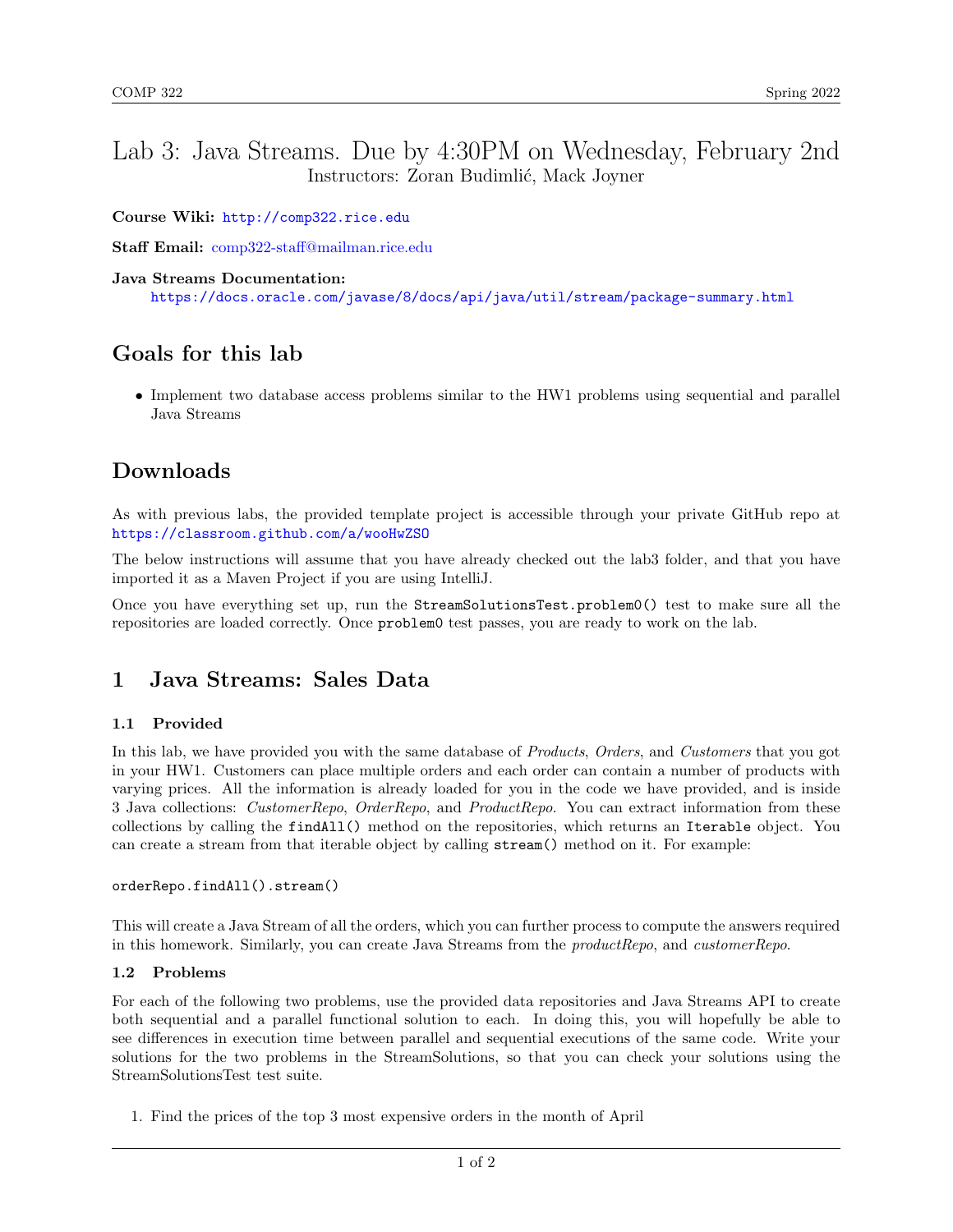# Lab 3: Java Streams. Due by 4:30PM on Wednesday, February 2nd

Instructors: Zoran Budimlić, Mack Joyner

**Course Wiki:** http://comp322.rice.edu

**Staff Email:** comp322-staff@mailman.rice.edu

**Java Streams Documentation:**
https://docs.oracle.com/javase/8/docs/api/java/util/stream/package-summary.html

## Goals for this lab

- Implement two database access problems similar to the HW1 problems using sequential and parallel Java Streams

## Downloads

As with previous labs, the provided template project is accessible through your private GitHub repo at https://classroom.github.com/a/wooHwZSO

The below instructions will assume that you have already checked out the lab3 folder, and that you have imported it as a Maven Project if you are using IntelliJ.

Once you have everything set up, run the `StreamSolutionsTest.problem0()` test to make sure all the repositories are loaded correctly. Once `problem0` test passes, you are ready to work on the lab.

## 1 Java Streams: Sales Data

### 1.1 Provided

In this lab, we have provided you with the same database of *Products*, *Orders*, and *Customers* that you got in your HW1. Customers can place multiple orders and each order can contain a number of products with varying prices. All the information is already loaded for you in the code we have provided, and is inside 3 Java collections: *CustomerRepo*, *OrderRepo*, and *ProductRepo*. You can extract information from these collections by calling the `findAll()` method on the repositories, which returns an `Iterable` object. You can create a stream from that iterable object by calling `stream()` method on it. For example:

```
orderRepo.findAll().stream()
```

This will create a Java Stream of all the orders, which you can further process to compute the answers required in this homework. Similarly, you can create Java Streams from the *productRepo*, and *customerRepo*.

### 1.2 Problems

For each of the following two problems, use the provided data repositories and Java Streams API to create both sequential and a parallel functional solution to each. In doing this, you will hopefully be able to see differences in execution time between parallel and sequential executions of the same code. Write your solutions for the two problems in the StreamSolutions, so that you can check your solutions using the StreamSolutionsTest test suite.

1. Find the prices of the top 3 most expensive orders in the month of April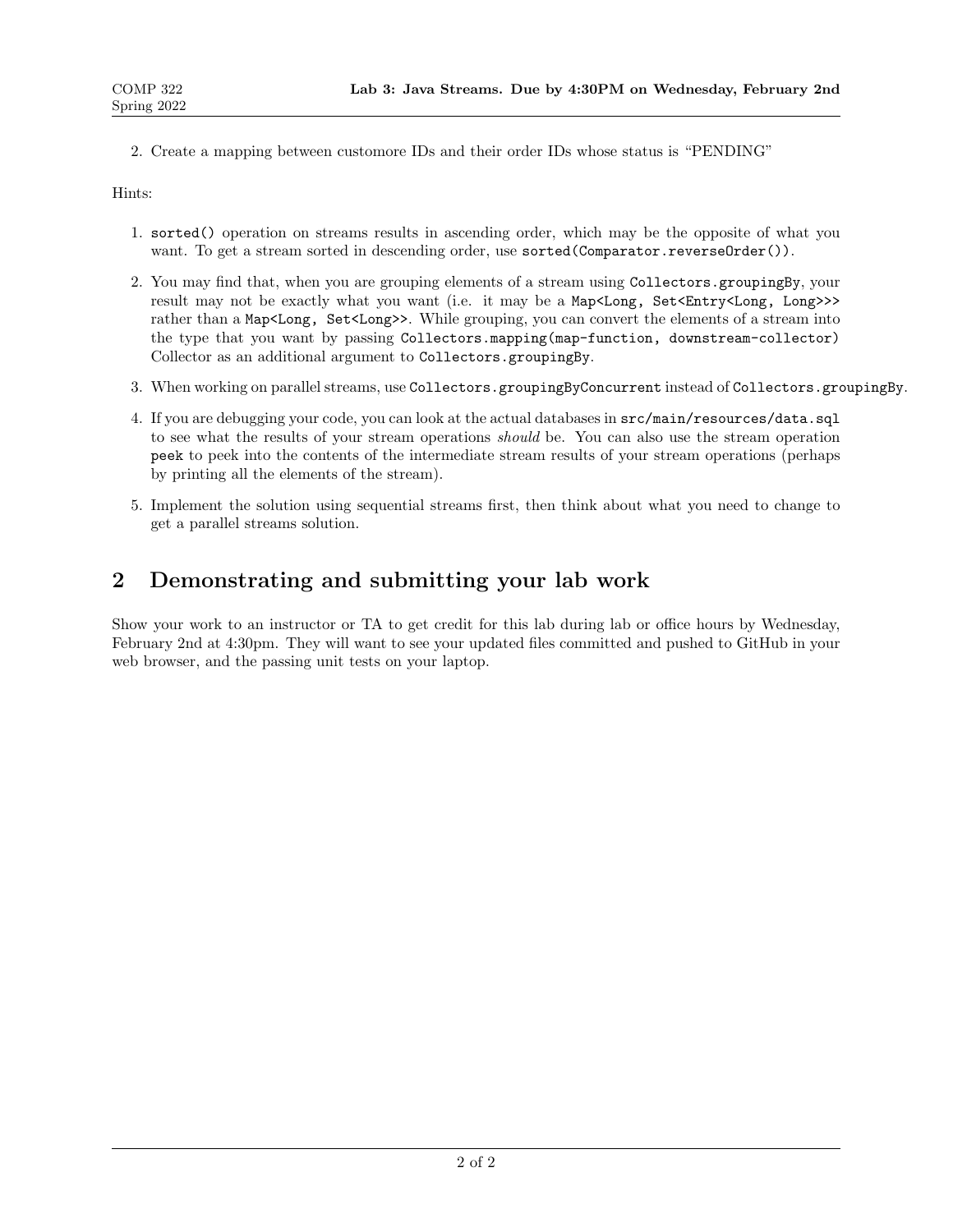2. Create a mapping between customore IDs and their order IDs whose status is "PENDING"

Hints:

1. `sorted()` operation on streams results in ascending order, which may be the opposite of what you want. To get a stream sorted in descending order, use `sorted(Comparator.reverseOrder())`.
2. You may find that, when you are grouping elements of a stream using `Collectors.groupingBy`, your result may not be exactly what you want (i.e. it may be a `Map<Long, Set<Entry<Long, Long>>>` rather than a `Map<Long, Set<Long>>`. While grouping, you can convert the elements of a stream into the type that you want by passing `Collectors.mapping(map-function, downstream-collector)` Collector as an additional argument to `Collectors.groupingBy`.
3. When working on parallel streams, use `Collectors.groupingByConcurrent` instead of `Collectors.groupingBy`.
4. If you are debugging your code, you can look at the actual databases in `src/main/resources/data.sql` to see what the results of your stream operations *should* be. You can also use the stream operation `peek` to peek into the contents of the intermediate stream results of your stream operations (perhaps by printing all the elements of the stream).
5. Implement the solution using sequential streams first, then think about what you need to change to get a parallel streams solution.

## 2 Demonstrating and submitting your lab work

Show your work to an instructor or TA to get credit for this lab during lab or office hours by Wednesday, February 2nd at 4:30pm. They will want to see your updated files committed and pushed to GitHub in your web browser, and the passing unit tests on your laptop.